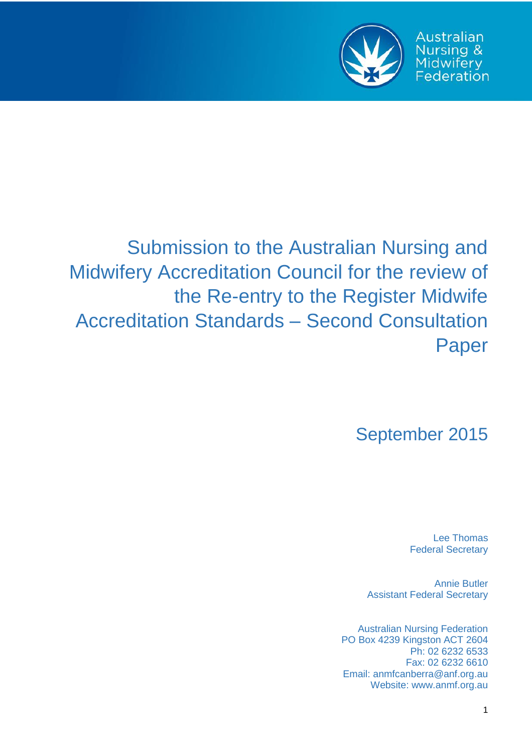Australian Nursing & Midwifery Federation

# Submission to the Australian Nursing and Midwifery Accreditation Council for the review of the Re-entry to the Register Midwife Accreditation Standards – Second Consultation Paper

September 2015

Lee Thomas
Federal Secretary

Annie Butler
Assistant Federal Secretary

Australian Nursing Federation
PO Box 4239 Kingston ACT 2604
Ph: 02 6232 6533
Fax: 02 6232 6610
Email: anmfcanberra@anf.org.au
Website: www.anmf.org.au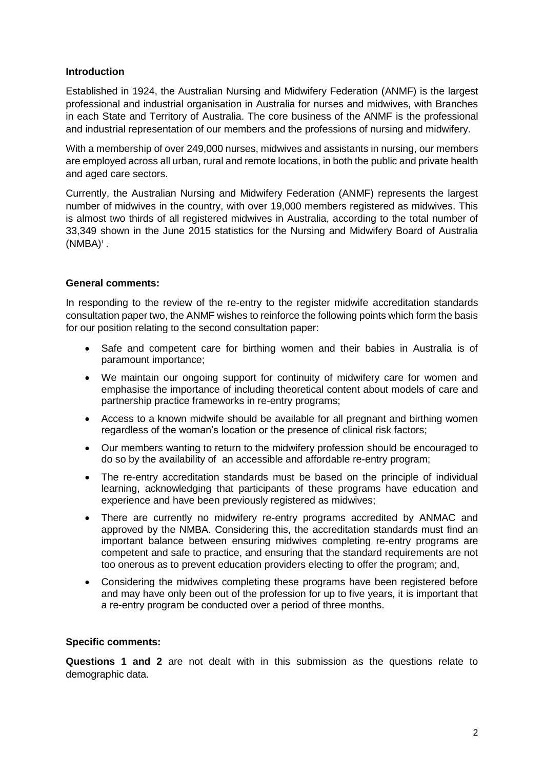**Introduction**

Established in 1924, the Australian Nursing and Midwifery Federation (ANMF) is the largest professional and industrial organisation in Australia for nurses and midwives, with Branches in each State and Territory of Australia. The core business of the ANMF is the professional and industrial representation of our members and the professions of nursing and midwifery.

With a membership of over 249,000 nurses, midwives and assistants in nursing, our members are employed across all urban, rural and remote locations, in both the public and private health and aged care sectors.

Currently, the Australian Nursing and Midwifery Federation (ANMF) represents the largest number of midwives in the country, with over 19,000 members registered as midwives. This is almost two thirds of all registered midwives in Australia, according to the total number of 33,349 shown in the June 2015 statistics for the Nursing and Midwifery Board of Australia (NMBA)[i] .

**General comments:**

In responding to the review of the re-entry to the register midwife accreditation standards consultation paper two, the ANMF wishes to reinforce the following points which form the basis for our position relating to the second consultation paper:

- Safe and competent care for birthing women and their babies in Australia is of paramount importance;
- We maintain our ongoing support for continuity of midwifery care for women and emphasise the importance of including theoretical content about models of care and partnership practice frameworks in re-entry programs;
- Access to a known midwife should be available for all pregnant and birthing women regardless of the woman's location or the presence of clinical risk factors;
- Our members wanting to return to the midwifery profession should be encouraged to do so by the availability of an accessible and affordable re-entry program;
- The re-entry accreditation standards must be based on the principle of individual learning, acknowledging that participants of these programs have education and experience and have been previously registered as midwives;
- There are currently no midwifery re-entry programs accredited by ANMAC and approved by the NMBA. Considering this, the accreditation standards must find an important balance between ensuring midwives completing re-entry programs are competent and safe to practice, and ensuring that the standard requirements are not too onerous as to prevent education providers electing to offer the program; and,
- Considering the midwives completing these programs have been registered before and may have only been out of the profession for up to five years, it is important that a re-entry program be conducted over a period of three months.

**Specific comments:**

**Questions 1 and 2** are not dealt with in this submission as the questions relate to demographic data.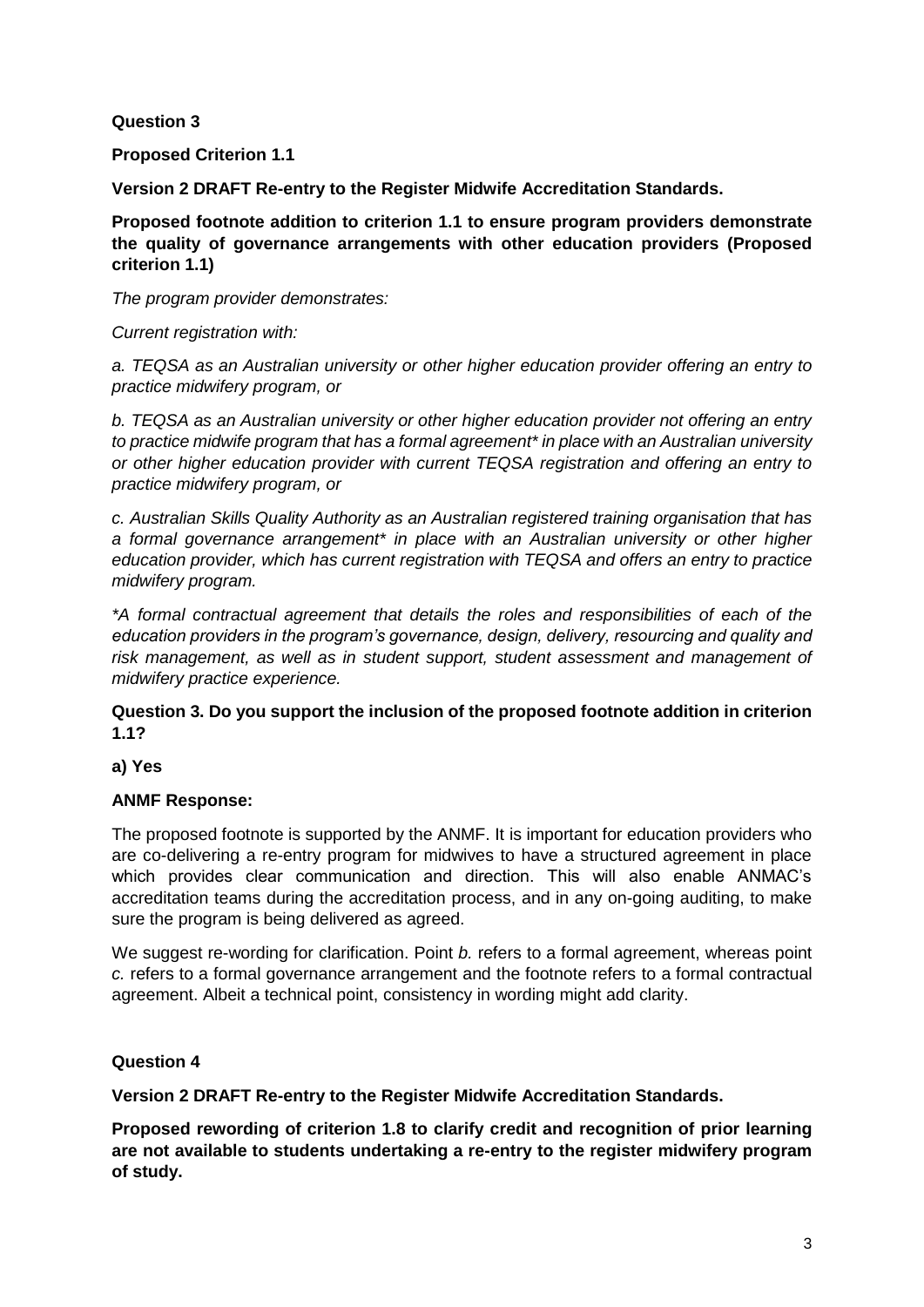**Question 3**

**Proposed Criterion 1.1**

**Version 2 DRAFT Re-entry to the Register Midwife Accreditation Standards.**

**Proposed footnote addition to criterion 1.1 to ensure program providers demonstrate the quality of governance arrangements with other education providers (Proposed criterion 1.1)**

*The program provider demonstrates:*

*Current registration with:*

*a. TEQSA as an Australian university or other higher education provider offering an entry to practice midwifery program, or*

*b. TEQSA as an Australian university or other higher education provider not offering an entry to practice midwife program that has a formal agreement\* in place with an Australian university or other higher education provider with current TEQSA registration and offering an entry to practice midwifery program, or*

*c. Australian Skills Quality Authority as an Australian registered training organisation that has a formal governance arrangement\* in place with an Australian university or other higher education provider, which has current registration with TEQSA and offers an entry to practice midwifery program.*

*\*A formal contractual agreement that details the roles and responsibilities of each of the education providers in the program's governance, design, delivery, resourcing and quality and risk management, as well as in student support, student assessment and management of midwifery practice experience.*

**Question 3. Do you support the inclusion of the proposed footnote addition in criterion 1.1?**

**a) Yes**

**ANMF Response:**

The proposed footnote is supported by the ANMF. It is important for education providers who are co-delivering a re-entry program for midwives to have a structured agreement in place which provides clear communication and direction. This will also enable ANMAC's accreditation teams during the accreditation process, and in any on-going auditing, to make sure the program is being delivered as agreed.

We suggest re-wording for clarification. Point *b.* refers to a formal agreement, whereas point *c.* refers to a formal governance arrangement and the footnote refers to a formal contractual agreement. Albeit a technical point, consistency in wording might add clarity.

**Question 4**

**Version 2 DRAFT Re-entry to the Register Midwife Accreditation Standards.**

**Proposed rewording of criterion 1.8 to clarify credit and recognition of prior learning are not available to students undertaking a re-entry to the register midwifery program of study.**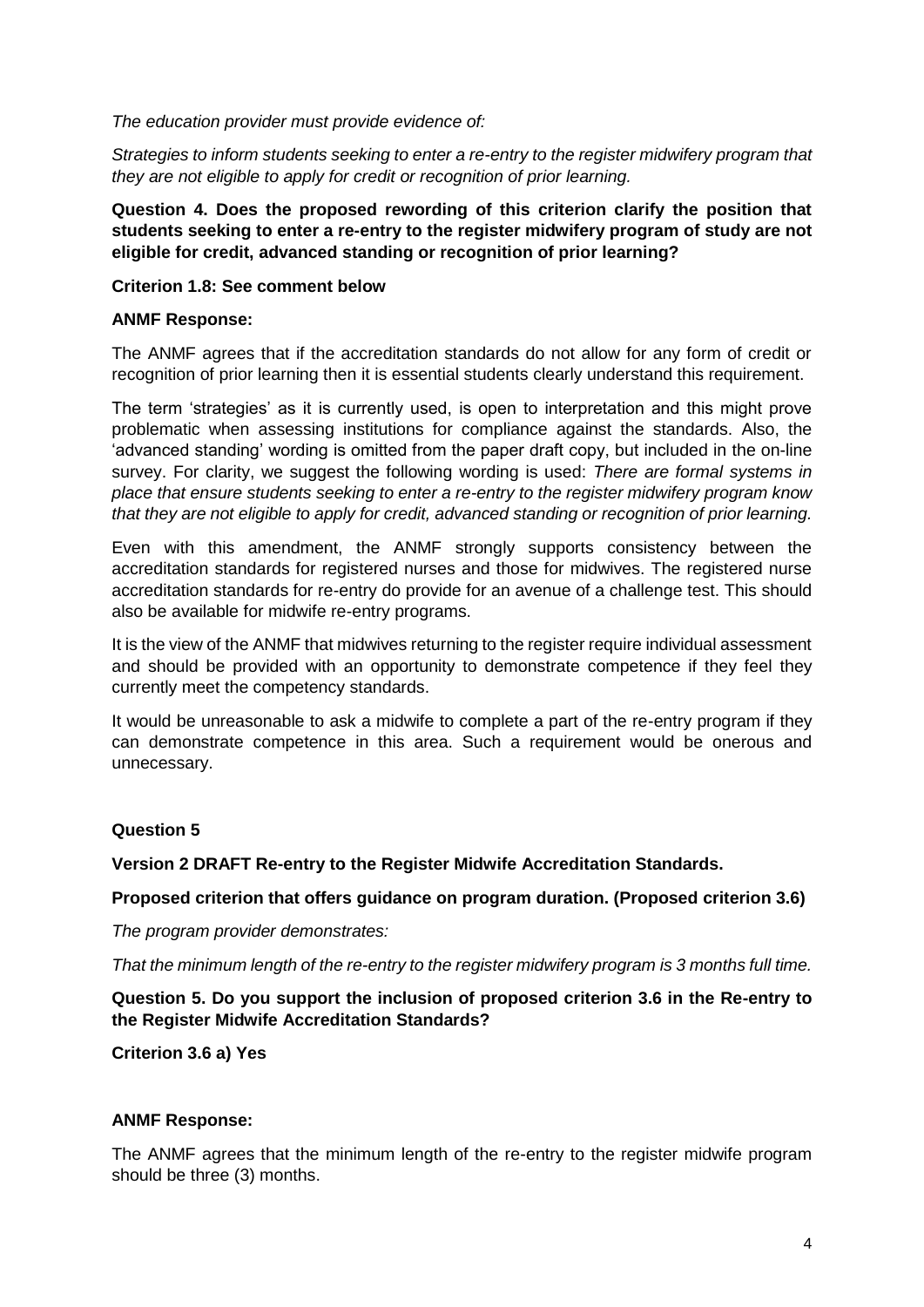*The education provider must provide evidence of:*

*Strategies to inform students seeking to enter a re-entry to the register midwifery program that they are not eligible to apply for credit or recognition of prior learning.*

**Question 4. Does the proposed rewording of this criterion clarify the position that students seeking to enter a re-entry to the register midwifery program of study are not eligible for credit, advanced standing or recognition of prior learning?**

**Criterion 1.8: See comment below**

**ANMF Response:**

The ANMF agrees that if the accreditation standards do not allow for any form of credit or recognition of prior learning then it is essential students clearly understand this requirement.

The term 'strategies' as it is currently used, is open to interpretation and this might prove problematic when assessing institutions for compliance against the standards. Also, the 'advanced standing' wording is omitted from the paper draft copy, but included in the on-line survey. For clarity, we suggest the following wording is used: *There are formal systems in place that ensure students seeking to enter a re-entry to the register midwifery program know that they are not eligible to apply for credit, advanced standing or recognition of prior learning.*

Even with this amendment, the ANMF strongly supports consistency between the accreditation standards for registered nurses and those for midwives. The registered nurse accreditation standards for re-entry do provide for an avenue of a challenge test. This should also be available for midwife re-entry programs.

It is the view of the ANMF that midwives returning to the register require individual assessment and should be provided with an opportunity to demonstrate competence if they feel they currently meet the competency standards.

It would be unreasonable to ask a midwife to complete a part of the re-entry program if they can demonstrate competence in this area. Such a requirement would be onerous and unnecessary.

**Question 5**

**Version 2 DRAFT Re-entry to the Register Midwife Accreditation Standards.**

**Proposed criterion that offers guidance on program duration. (Proposed criterion 3.6)**

*The program provider demonstrates:*

*That the minimum length of the re-entry to the register midwifery program is 3 months full time.*

**Question 5. Do you support the inclusion of proposed criterion 3.6 in the Re-entry to the Register Midwife Accreditation Standards?**

**Criterion 3.6 a) Yes**

**ANMF Response:**

The ANMF agrees that the minimum length of the re-entry to the register midwife program should be three (3) months.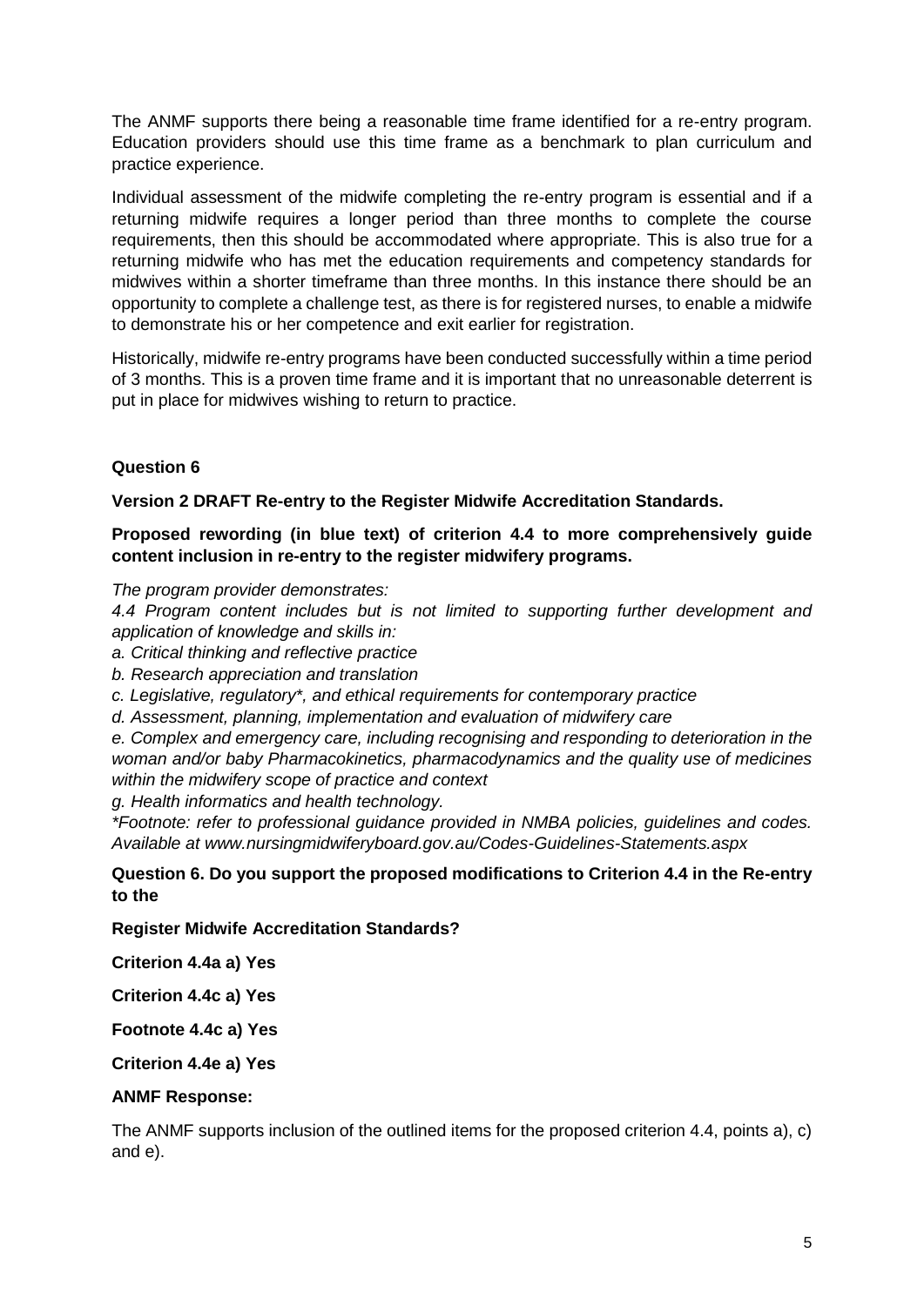The ANMF supports there being a reasonable time frame identified for a re-entry program. Education providers should use this time frame as a benchmark to plan curriculum and practice experience.

Individual assessment of the midwife completing the re-entry program is essential and if a returning midwife requires a longer period than three months to complete the course requirements, then this should be accommodated where appropriate. This is also true for a returning midwife who has met the education requirements and competency standards for midwives within a shorter timeframe than three months. In this instance there should be an opportunity to complete a challenge test, as there is for registered nurses, to enable a midwife to demonstrate his or her competence and exit earlier for registration.

Historically, midwife re-entry programs have been conducted successfully within a time period of 3 months. This is a proven time frame and it is important that no unreasonable deterrent is put in place for midwives wishing to return to practice.

**Question 6**

**Version 2 DRAFT Re-entry to the Register Midwife Accreditation Standards.**

**Proposed rewording (in blue text) of criterion 4.4 to more comprehensively guide content inclusion in re-entry to the register midwifery programs.**

*The program provider demonstrates:*

*4.4 Program content includes but is not limited to supporting further development and application of knowledge and skills in:*

*a. Critical thinking and reflective practice*

*b. Research appreciation and translation*

*c. Legislative, regulatory*, and ethical requirements for contemporary practice*

*d. Assessment, planning, implementation and evaluation of midwifery care*

*e. Complex and emergency care, including recognising and responding to deterioration in the woman and/or baby Pharmacokinetics, pharmacodynamics and the quality use of medicines within the midwifery scope of practice and context*

*g. Health informatics and health technology.*

**Footnote: refer to professional guidance provided in NMBA policies, guidelines and codes. Available at www.nursingmidwiferyboard.gov.au/Codes-Guidelines-Statements.aspx*

**Question 6. Do you support the proposed modifications to Criterion 4.4 in the Re-entry to the**

**Register Midwife Accreditation Standards?**

**Criterion 4.4a a) Yes**

**Criterion 4.4c a) Yes**

**Footnote 4.4c a) Yes**

**Criterion 4.4e a) Yes**

**ANMF Response:**

The ANMF supports inclusion of the outlined items for the proposed criterion 4.4, points a), c) and e).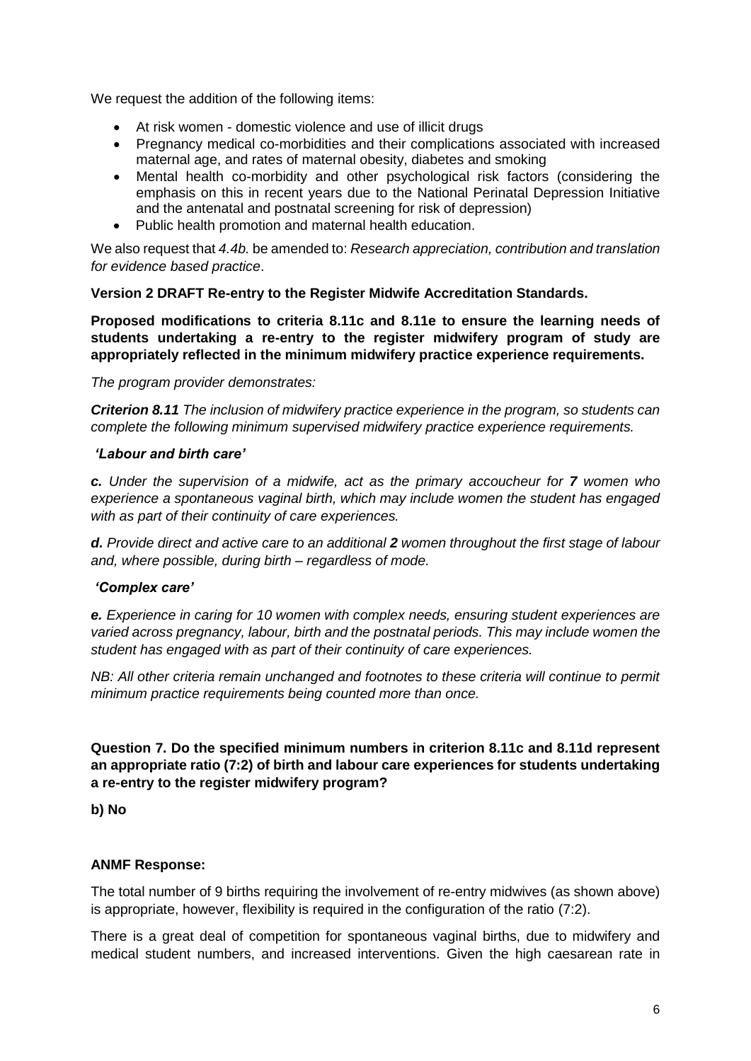We request the addition of the following items:

- At risk women - domestic violence and use of illicit drugs
- Pregnancy medical co-morbidities and their complications associated with increased maternal age, and rates of maternal obesity, diabetes and smoking
- Mental health co-morbidity and other psychological risk factors (considering the emphasis on this in recent years due to the National Perinatal Depression Initiative and the antenatal and postnatal screening for risk of depression)
- Public health promotion and maternal health education.

We also request that *4.4b.* be amended to: *Research appreciation, contribution and translation for evidence based practice*.

**Version 2 DRAFT Re-entry to the Register Midwife Accreditation Standards.**

**Proposed modifications to criteria 8.11c and 8.11e to ensure the learning needs of students undertaking a re-entry to the register midwifery program of study are appropriately reflected in the minimum midwifery practice experience requirements.**

*The program provider demonstrates:*

***Criterion 8.11*** *The inclusion of midwifery practice experience in the program, so students can complete the following minimum supervised midwifery practice experience requirements.*

***'Labour and birth care'***

***c.*** *Under the supervision of a midwife, act as the primary accoucheur for **7** women who experience a spontaneous vaginal birth, which may include women the student has engaged with as part of their continuity of care experiences.*

***d.*** *Provide direct and active care to an additional **2** women throughout the first stage of labour and, where possible, during birth – regardless of mode.*

***'Complex care'***

***e.*** *Experience in caring for 10 women with complex needs, ensuring student experiences are varied across pregnancy, labour, birth and the postnatal periods. This may include women the student has engaged with as part of their continuity of care experiences.*

*NB: All other criteria remain unchanged and footnotes to these criteria will continue to permit minimum practice requirements being counted more than once.*

**Question 7. Do the specified minimum numbers in criterion 8.11c and 8.11d represent an appropriate ratio (7:2) of birth and labour care experiences for students undertaking a re-entry to the register midwifery program?**

**b) No**

**ANMF Response:**

The total number of 9 births requiring the involvement of re-entry midwives (as shown above) is appropriate, however, flexibility is required in the configuration of the ratio (7:2).

There is a great deal of competition for spontaneous vaginal births, due to midwifery and medical student numbers, and increased interventions. Given the high caesarean rate in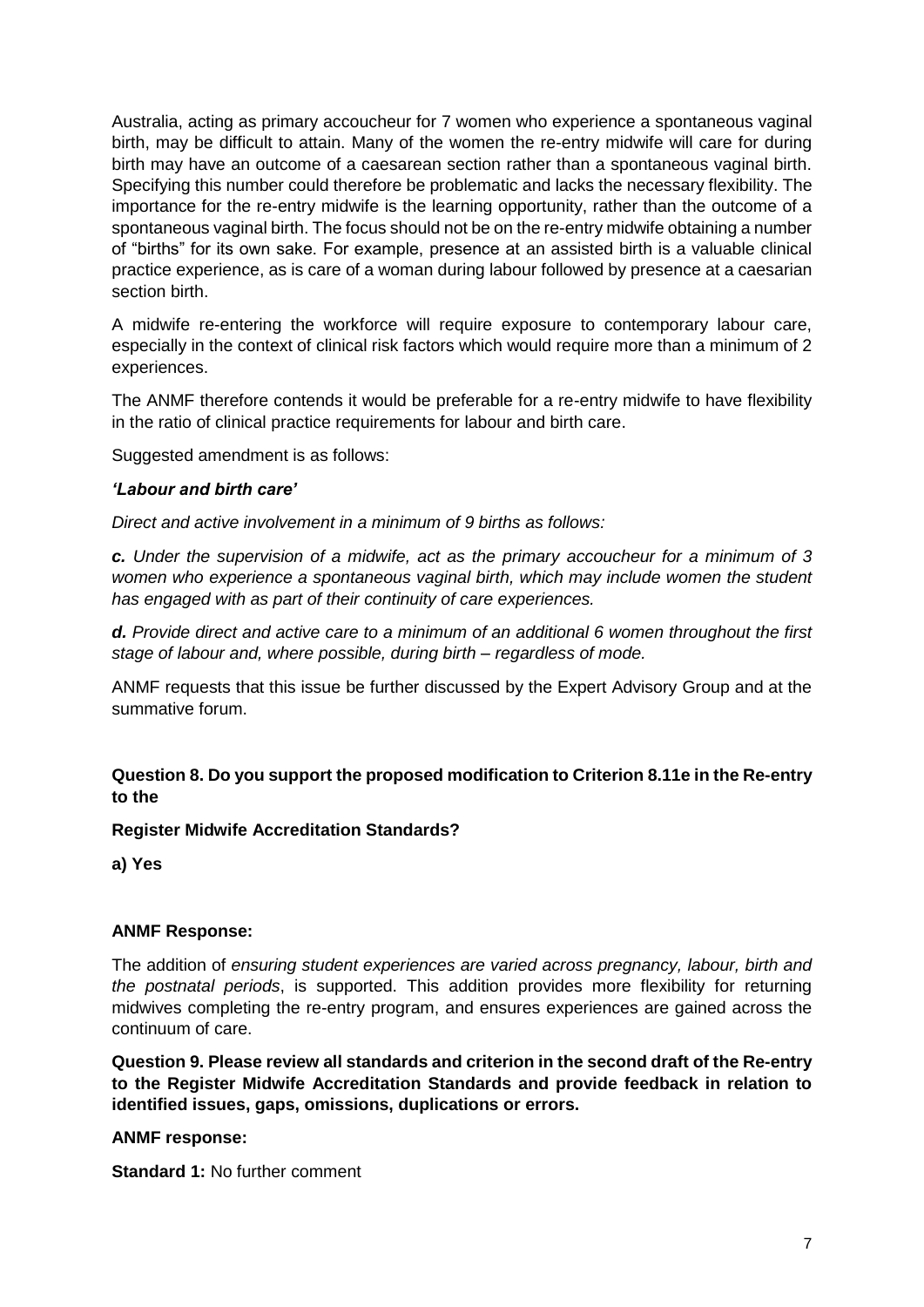Australia, acting as primary accoucheur for 7 women who experience a spontaneous vaginal birth, may be difficult to attain. Many of the women the re-entry midwife will care for during birth may have an outcome of a caesarean section rather than a spontaneous vaginal birth. Specifying this number could therefore be problematic and lacks the necessary flexibility. The importance for the re-entry midwife is the learning opportunity, rather than the outcome of a spontaneous vaginal birth. The focus should not be on the re-entry midwife obtaining a number of "births" for its own sake. For example, presence at an assisted birth is a valuable clinical practice experience, as is care of a woman during labour followed by presence at a caesarian section birth.

A midwife re-entering the workforce will require exposure to contemporary labour care, especially in the context of clinical risk factors which would require more than a minimum of 2 experiences.

The ANMF therefore contends it would be preferable for a re-entry midwife to have flexibility in the ratio of clinical practice requirements for labour and birth care.

Suggested amendment is as follows:

***'Labour and birth care'***

*Direct and active involvement in a minimum of 9 births as follows:*

***c.*** *Under the supervision of a midwife, act as the primary accoucheur for a minimum of 3 women who experience a spontaneous vaginal birth, which may include women the student has engaged with as part of their continuity of care experiences.*

***d.*** *Provide direct and active care to a minimum of an additional 6 women throughout the first stage of labour and, where possible, during birth – regardless of mode.*

ANMF requests that this issue be further discussed by the Expert Advisory Group and at the summative forum.

**Question 8. Do you support the proposed modification to Criterion 8.11e in the Re-entry to the**

**Register Midwife Accreditation Standards?**

**a) Yes**

**ANMF Response:**

The addition of *ensuring student experiences are varied across pregnancy, labour, birth and the postnatal periods*, is supported. This addition provides more flexibility for returning midwives completing the re-entry program, and ensures experiences are gained across the continuum of care.

**Question 9. Please review all standards and criterion in the second draft of the Re-entry to the Register Midwife Accreditation Standards and provide feedback in relation to identified issues, gaps, omissions, duplications or errors.**

**ANMF response:**

**Standard 1:** No further comment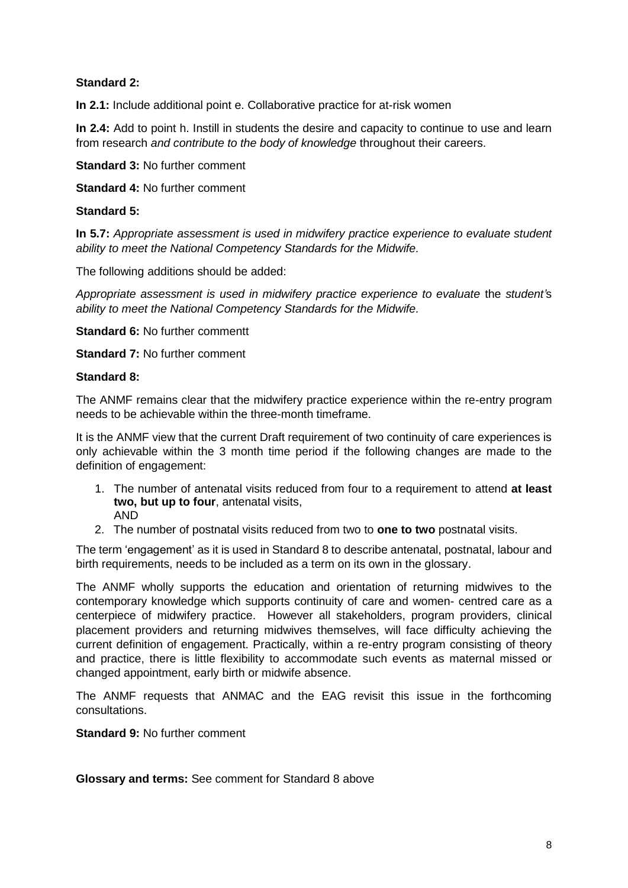**Standard 2:**

**In 2.1:** Include additional point e. Collaborative practice for at-risk women

**In 2.4:** Add to point h. Instill in students the desire and capacity to continue to use and learn from research *and contribute to the body of knowledge* throughout their careers.

**Standard 3:** No further comment

**Standard 4:** No further comment

**Standard 5:**

**In 5.7:** *Appropriate assessment is used in midwifery practice experience to evaluate student ability to meet the National Competency Standards for the Midwife.*

The following additions should be added:

*Appropriate assessment is used in midwifery practice experience to evaluate* the *student'*s *ability to meet the National Competency Standards for the Midwife.*

**Standard 6:** No further commentt

**Standard 7:** No further comment

**Standard 8:**

The ANMF remains clear that the midwifery practice experience within the re-entry program needs to be achievable within the three-month timeframe.

It is the ANMF view that the current Draft requirement of two continuity of care experiences is only achievable within the 3 month time period if the following changes are made to the definition of engagement:

1. The number of antenatal visits reduced from four to a requirement to attend **at least two, but up to four**, antenatal visits,
   AND
2. The number of postnatal visits reduced from two to **one to two** postnatal visits.

The term 'engagement' as it is used in Standard 8 to describe antenatal, postnatal, labour and birth requirements, needs to be included as a term on its own in the glossary.

The ANMF wholly supports the education and orientation of returning midwives to the contemporary knowledge which supports continuity of care and women- centred care as a centerpiece of midwifery practice. However all stakeholders, program providers, clinical placement providers and returning midwives themselves, will face difficulty achieving the current definition of engagement. Practically, within a re-entry program consisting of theory and practice, there is little flexibility to accommodate such events as maternal missed or changed appointment, early birth or midwife absence.

The ANMF requests that ANMAC and the EAG revisit this issue in the forthcoming consultations.

**Standard 9:** No further comment

**Glossary and terms:** See comment for Standard 8 above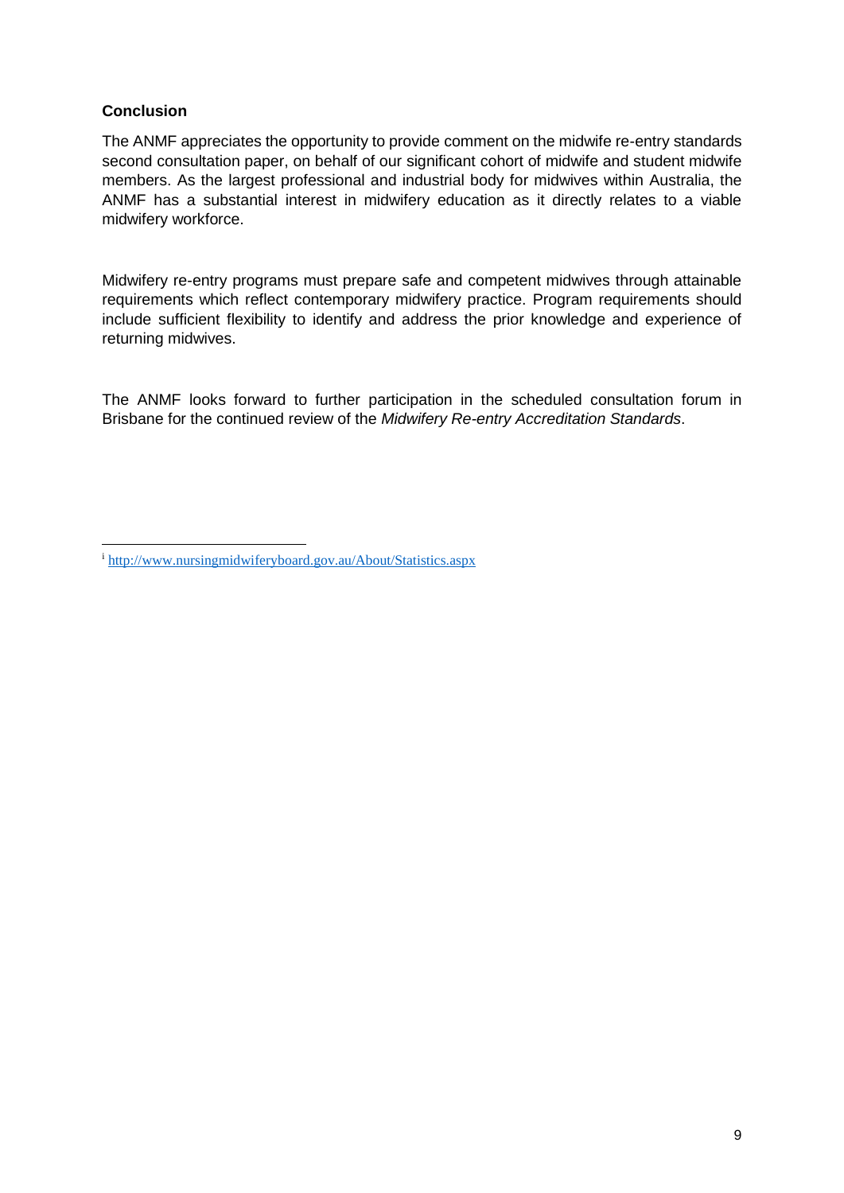**Conclusion**

The ANMF appreciates the opportunity to provide comment on the midwife re-entry standards second consultation paper, on behalf of our significant cohort of midwife and student midwife members. As the largest professional and industrial body for midwives within Australia, the ANMF has a substantial interest in midwifery education as it directly relates to a viable midwifery workforce.

Midwifery re-entry programs must prepare safe and competent midwives through attainable requirements which reflect contemporary midwifery practice. Program requirements should include sufficient flexibility to identify and address the prior knowledge and experience of returning midwives.

The ANMF looks forward to further participation in the scheduled consultation forum in Brisbane for the continued review of the *Midwifery Re-entry Accreditation Standards*.

---

[i] http://www.nursingmidwiferyboard.gov.au/About/Statistics.aspx